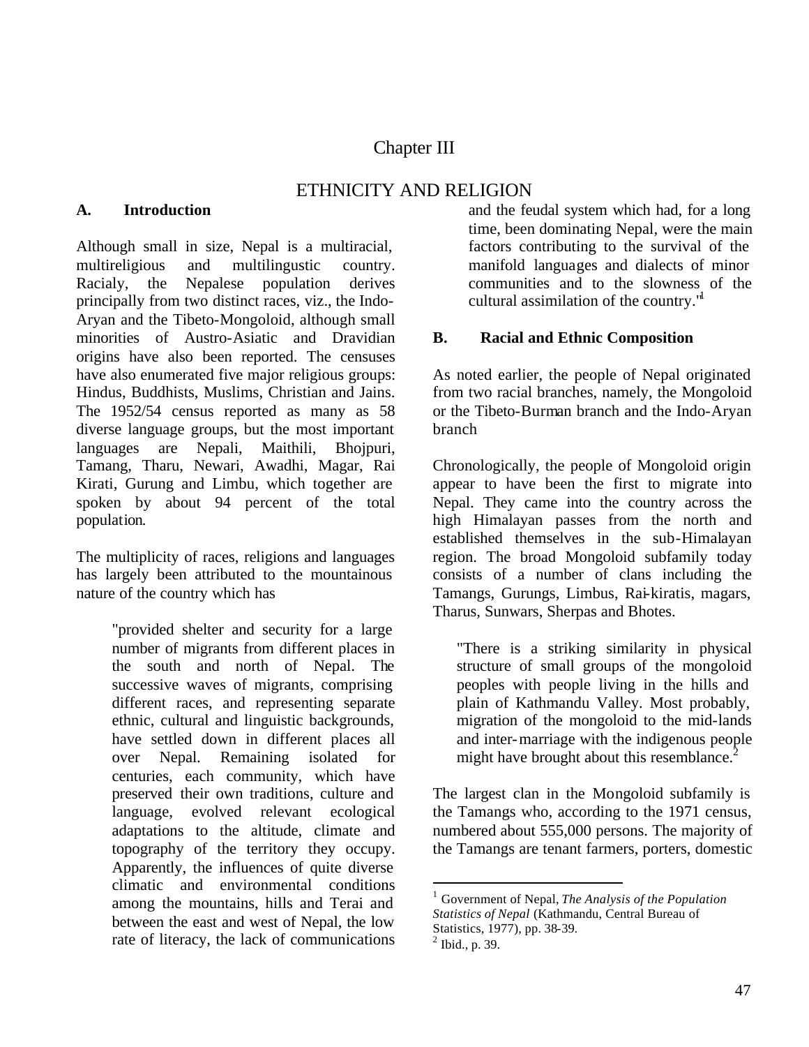# Chapter III

# ETHNICITY AND RELIGION

## A. Introduction

Although small in size, Nepal is a multiracial, multireligious and multilingustic country. Racialy, the Nepalese population derives principally from two distinct races, viz., the Indo-Aryan and the Tibeto-Mongoloid, although small minorities of Austro-Asiatic and Dravidian origins have also been reported. The censuses have also enumerated five major religious groups: Hindus, Buddhists, Muslims, Christian and Jains. The 1952/54 census reported as many as 58 diverse language groups, but the most important languages are Nepali, Maithili, Bhojpuri, Tamang, Tharu, Newari, Awadhi, Magar, Rai Kirati, Gurung and Limbu, which together are spoken by about 94 percent of the total population.

The multiplicity of races, religions and languages has largely been attributed to the mountainous nature of the country which has

> "provided shelter and security for a large number of migrants from different places in the south and north of Nepal. The successive waves of migrants, comprising different races, and representing separate ethnic, cultural and linguistic backgrounds, have settled down in different places all over Nepal. Remaining isolated for centuries, each community, which have preserved their own traditions, culture and language, evolved relevant ecological adaptations to the altitude, climate and topography of the territory they occupy. Apparently, the influences of quite diverse climatic and environmental conditions among the mountains, hills and Terai and between the east and west of Nepal, the low rate of literacy, the lack of communications and the feudal system which had, for a long time, been dominating Nepal, were the main factors contributing to the survival of the manifold languages and dialects of minor communities and to the slowness of the cultural assimilation of the country."[1]

## B. Racial and Ethnic Composition

As noted earlier, the people of Nepal originated from two racial branches, namely, the Mongoloid or the Tibeto-Burman branch and the Indo-Aryan branch

Chronologically, the people of Mongoloid origin appear to have been the first to migrate into Nepal. They came into the country across the high Himalayan passes from the north and established themselves in the sub-Himalayan region. The broad Mongoloid subfamily today consists of a number of clans including the Tamangs, Gurungs, Limbus, Rai-kiratis, magars, Tharus, Sunwars, Sherpas and Bhotes.

> "There is a striking similarity in physical structure of small groups of the mongoloid peoples with people living in the hills and plain of Kathmandu Valley. Most probably, migration of the mongoloid to the mid-lands and inter-marriage with the indigenous people might have brought about this resemblance.[2]

The largest clan in the Mongoloid subfamily is the Tamangs who, according to the 1971 census, numbered about 555,000 persons. The majority of the Tamangs are tenant farmers, porters, domestic

---

[1] Government of Nepal, *The Analysis of the Population Statistics of Nepal* (Kathmandu, Central Bureau of Statistics, 1977), pp. 38-39.

[2] Ibid., p. 39.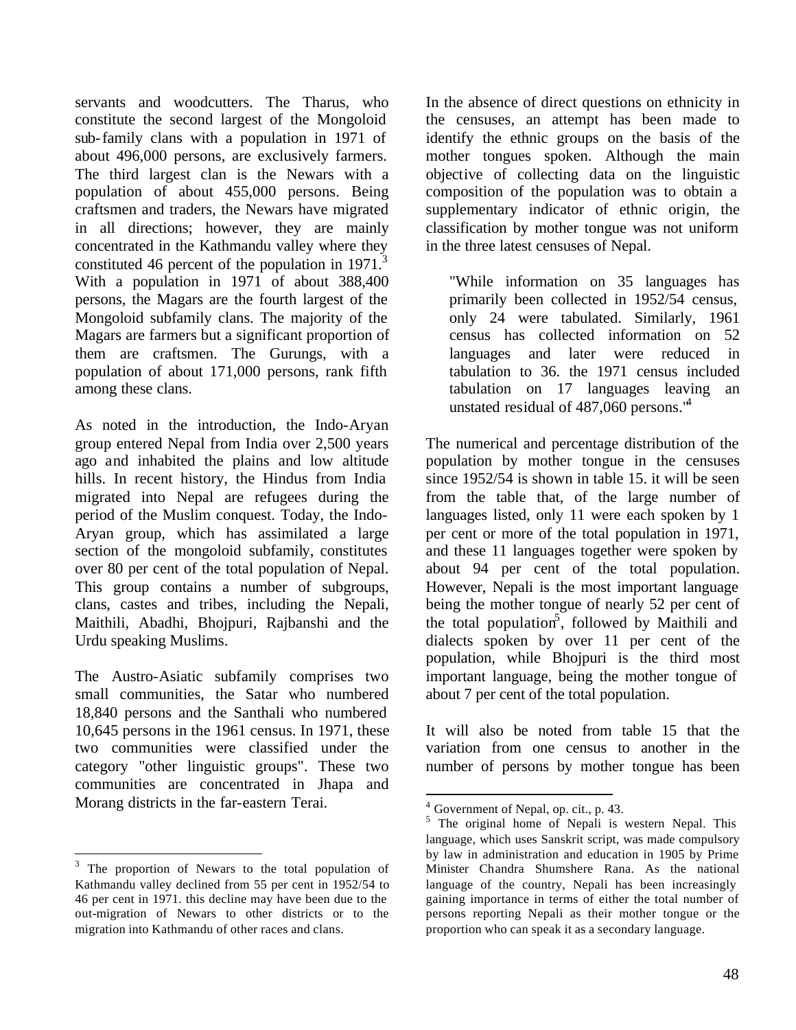servants and woodcutters. The Tharus, who constitute the second largest of the Mongoloid sub-family clans with a population in 1971 of about 496,000 persons, are exclusively farmers. The third largest clan is the Newars with a population of about 455,000 persons. Being craftsmen and traders, the Newars have migrated in all directions; however, they are mainly concentrated in the Kathmandu valley where they constituted 46 percent of the population in 1971.[3] With a population in 1971 of about 388,400 persons, the Magars are the fourth largest of the Mongoloid subfamily clans. The majority of the Magars are farmers but a significant proportion of them are craftsmen. The Gurungs, with a population of about 171,000 persons, rank fifth among these clans.

As noted in the introduction, the Indo-Aryan group entered Nepal from India over 2,500 years ago and inhabited the plains and low altitude hills. In recent history, the Hindus from India migrated into Nepal are refugees during the period of the Muslim conquest. Today, the Indo-Aryan group, which has assimilated a large section of the mongoloid subfamily, constitutes over 80 per cent of the total population of Nepal. This group contains a number of subgroups, clans, castes and tribes, including the Nepali, Maithili, Abadhi, Bhojpuri, Rajbanshi and the Urdu speaking Muslims.

The Austro-Asiatic subfamily comprises two small communities, the Satar who numbered 18,840 persons and the Santhali who numbered 10,645 persons in the 1961 census. In 1971, these two communities were classified under the category "other linguistic groups". These two communities are concentrated in Jhapa and Morang districts in the far-eastern Terai.

In the absence of direct questions on ethnicity in the censuses, an attempt has been made to identify the ethnic groups on the basis of the mother tongues spoken. Although the main objective of collecting data on the linguistic composition of the population was to obtain a supplementary indicator of ethnic origin, the classification by mother tongue was not uniform in the three latest censuses of Nepal.

> "While information on 35 languages has primarily been collected in 1952/54 census, only 24 were tabulated. Similarly, 1961 census has collected information on 52 languages and later were reduced in tabulation to 36. the 1971 census included tabulation on 17 languages leaving an unstated residual of 487,060 persons."[4]

The numerical and percentage distribution of the population by mother tongue in the censuses since 1952/54 is shown in table 15. it will be seen from the table that, of the large number of languages listed, only 11 were each spoken by 1 per cent or more of the total population in 1971, and these 11 languages together were spoken by about 94 per cent of the total population. However, Nepali is the most important language being the mother tongue of nearly 52 per cent of the total population[5], followed by Maithili and dialects spoken by over 11 per cent of the population, while Bhojpuri is the third most important language, being the mother tongue of about 7 per cent of the total population.

It will also be noted from table 15 that the variation from one census to another in the number of persons by mother tongue has been

---

[3] The proportion of Newars to the total population of Kathmandu valley declined from 55 per cent in 1952/54 to 46 per cent in 1971. this decline may have been due to the out-migration of Newars to other districts or to the migration into Kathmandu of other races and clans.

[4] Government of Nepal, op. cit., p. 43.

[5] The original home of Nepali is western Nepal. This language, which uses Sanskrit script, was made compulsory by law in administration and education in 1905 by Prime Minister Chandra Shumshere Rana. As the national language of the country, Nepali has been increasingly gaining importance in terms of either the total number of persons reporting Nepali as their mother tongue or the proportion who can speak it as a secondary language.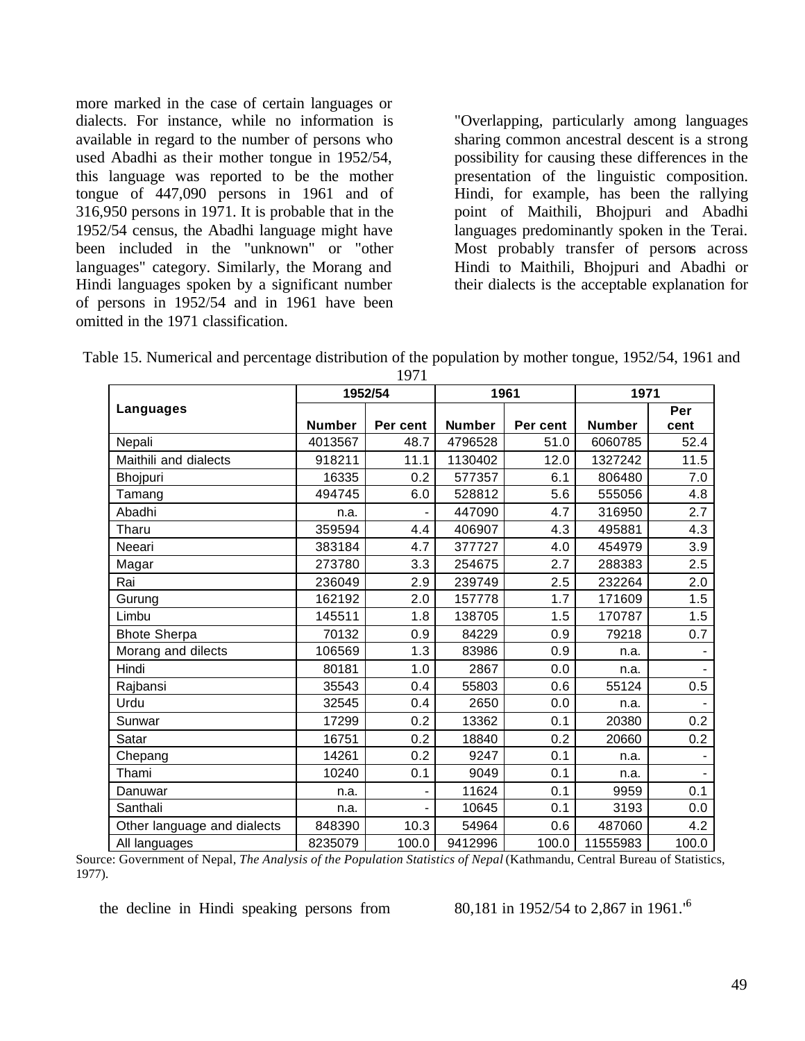more marked in the case of certain languages or dialects. For instance, while no information is available in regard to the number of persons who used Abadhi as their mother tongue in 1952/54, this language was reported to be the mother tongue of 447,090 persons in 1961 and of 316,950 persons in 1971. It is probable that in the 1952/54 census, the Abadhi language might have been included in the "unknown" or "other languages" category. Similarly, the Morang and Hindi languages spoken by a significant number of persons in 1952/54 and in 1961 have been omitted in the 1971 classification.

"Overlapping, particularly among languages sharing common ancestral descent is a strong possibility for causing these differences in the presentation of the linguistic composition. Hindi, for example, has been the rallying point of Maithili, Bhojpuri and Abadhi languages predominantly spoken in the Terai. Most probably transfer of persons across Hindi to Maithili, Bhojpuri and Abadhi or their dialects is the acceptable explanation for the decline in Hindi speaking persons from 80,181 in 1952/54 to 2,867 in 1961.'[6]

Table 15. Numerical and percentage distribution of the population by mother tongue, 1952/54, 1961 and 1971

| Languages | 1952/54 | | 1961 | | 1971 | |
|---|---|---|---|---|---|---|
| | Number | Per cent | Number | Per cent | Number | Per cent |
| Nepali | 4013567 | 48.7 | 4796528 | 51.0 | 6060785 | 52.4 |
| Maithili and dialects | 918211 | 11.1 | 1130402 | 12.0 | 1327242 | 11.5 |
| Bhojpuri | 16335 | 0.2 | 577357 | 6.1 | 806480 | 7.0 |
| Tamang | 494745 | 6.0 | 528812 | 5.6 | 555056 | 4.8 |
| Abadhi | n.a. | - | 447090 | 4.7 | 316950 | 2.7 |
| Tharu | 359594 | 4.4 | 406907 | 4.3 | 495881 | 4.3 |
| Neeari | 383184 | 4.7 | 377727 | 4.0 | 454979 | 3.9 |
| Magar | 273780 | 3.3 | 254675 | 2.7 | 288383 | 2.5 |
| Rai | 236049 | 2.9 | 239749 | 2.5 | 232264 | 2.0 |
| Gurung | 162192 | 2.0 | 157778 | 1.7 | 171609 | 1.5 |
| Limbu | 145511 | 1.8 | 138705 | 1.5 | 170787 | 1.5 |
| Bhote Sherpa | 70132 | 0.9 | 84229 | 0.9 | 79218 | 0.7 |
| Morang and dilects | 106569 | 1.3 | 83986 | 0.9 | n.a. | - |
| Hindi | 80181 | 1.0 | 2867 | 0.0 | n.a. | - |
| Rajbansi | 35543 | 0.4 | 55803 | 0.6 | 55124 | 0.5 |
| Urdu | 32545 | 0.4 | 2650 | 0.0 | n.a. | - |
| Sunwar | 17299 | 0.2 | 13362 | 0.1 | 20380 | 0.2 |
| Satar | 16751 | 0.2 | 18840 | 0.2 | 20660 | 0.2 |
| Chepang | 14261 | 0.2 | 9247 | 0.1 | n.a. | - |
| Thami | 10240 | 0.1 | 9049 | 0.1 | n.a. | - |
| Danuwar | n.a. | - | 11624 | 0.1 | 9959 | 0.1 |
| Santhali | n.a. | - | 10645 | 0.1 | 3193 | 0.0 |
| Other language and dialects | 848390 | 10.3 | 54964 | 0.6 | 487060 | 4.2 |
| All languages | 8235079 | 100.0 | 9412996 | 100.0 | 11555983 | 100.0 |

Source: Government of Nepal, *The Analysis of the Population Statistics of Nepal* (Kathmandu, Central Bureau of Statistics, 1977).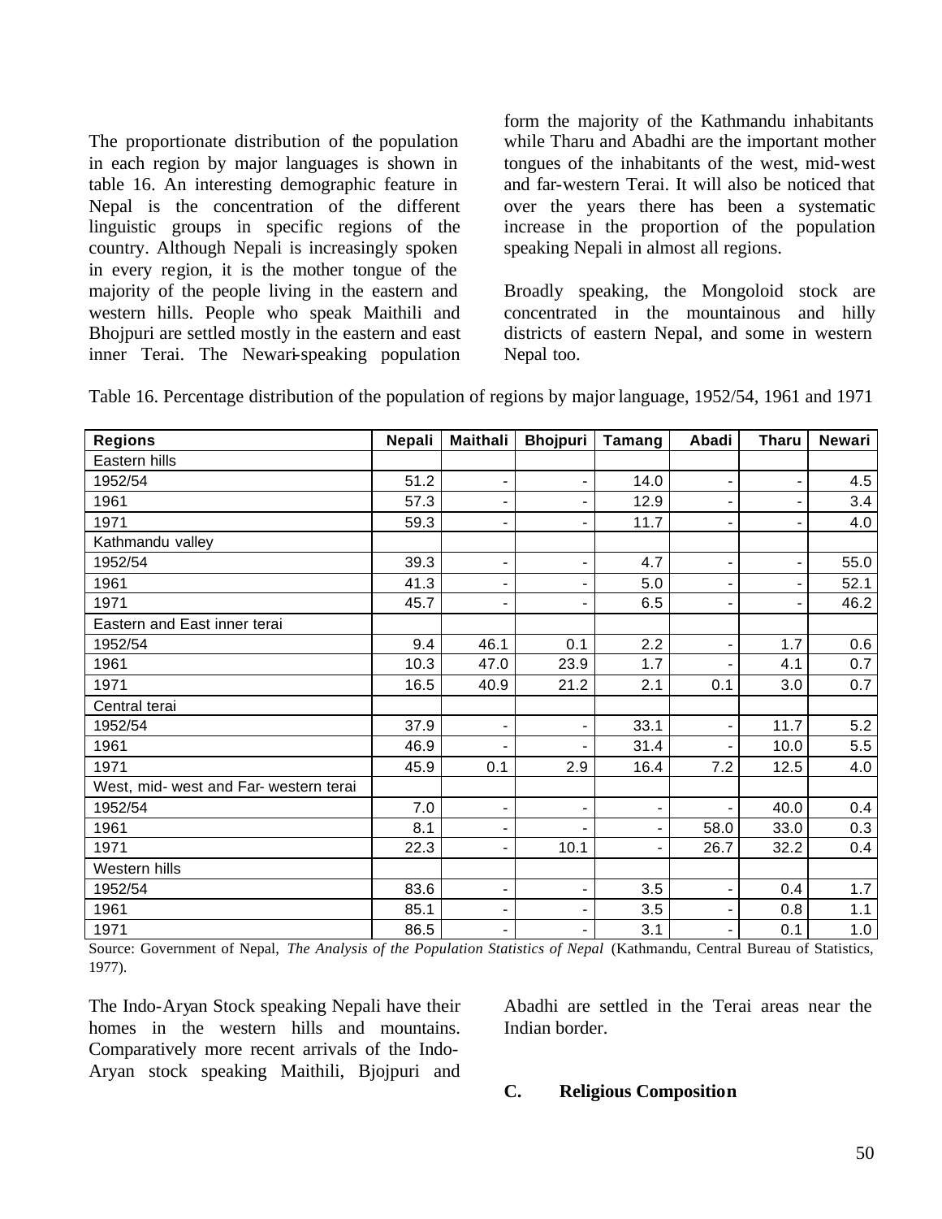The proportionate distribution of the population in each region by major languages is shown in table 16. An interesting demographic feature in Nepal is the concentration of the different linguistic groups in specific regions of the country. Although Nepali is increasingly spoken in every region, it is the mother tongue of the majority of the people living in the eastern and western hills. People who speak Maithili and Bhojpuri are settled mostly in the eastern and east inner Terai. The Newari-speaking population form the majority of the Kathmandu inhabitants while Tharu and Abadhi are the important mother tongues of the inhabitants of the west, mid-west and far-western Terai. It will also be noticed that over the years there has been a systematic increase in the proportion of the population speaking Nepali in almost all regions.

Broadly speaking, the Mongoloid stock are concentrated in the mountainous and hilly districts of eastern Nepal, and some in western Nepal too.

Table 16. Percentage distribution of the population of regions by major language, 1952/54, 1961 and 1971

| Regions | Nepali | Maithali | Bhojpuri | Tamang | Abadi | Tharu | Newari |
|---|---|---|---|---|---|---|---|
| Eastern hills | | | | | | | |
| 1952/54 | 51.2 | - | - | 14.0 | - | - | 4.5 |
| 1961 | 57.3 | - | - | 12.9 | - | - | 3.4 |
| 1971 | 59.3 | - | - | 11.7 | - | - | 4.0 |
| Kathmandu valley | | | | | | | |
| 1952/54 | 39.3 | - | - | 4.7 | - | - | 55.0 |
| 1961 | 41.3 | - | - | 5.0 | - | - | 52.1 |
| 1971 | 45.7 | - | - | 6.5 | - | - | 46.2 |
| Eastern and East inner terai | | | | | | | |
| 1952/54 | 9.4 | 46.1 | 0.1 | 2.2 | - | 1.7 | 0.6 |
| 1961 | 10.3 | 47.0 | 23.9 | 1.7 | - | 4.1 | 0.7 |
| 1971 | 16.5 | 40.9 | 21.2 | 2.1 | 0.1 | 3.0 | 0.7 |
| Central terai | | | | | | | |
| 1952/54 | 37.9 | - | - | 33.1 | - | 11.7 | 5.2 |
| 1961 | 46.9 | - | - | 31.4 | - | 10.0 | 5.5 |
| 1971 | 45.9 | 0.1 | 2.9 | 16.4 | 7.2 | 12.5 | 4.0 |
| West, mid- west and Far- western terai | | | | | | | |
| 1952/54 | 7.0 | - | - | - | - | 40.0 | 0.4 |
| 1961 | 8.1 | - | - | - | 58.0 | 33.0 | 0.3 |
| 1971 | 22.3 | - | 10.1 | - | 26.7 | 32.2 | 0.4 |
| Western hills | | | | | | | |
| 1952/54 | 83.6 | - | - | 3.5 | - | 0.4 | 1.7 |
| 1961 | 85.1 | - | - | 3.5 | - | 0.8 | 1.1 |
| 1971 | 86.5 | - | - | 3.1 | - | 0.1 | 1.0 |

Source: Government of Nepal, *The Analysis of the Population Statistics of Nepal* (Kathmandu, Central Bureau of Statistics, 1977).

The Indo-Aryan Stock speaking Nepali have their homes in the western hills and mountains. Comparatively more recent arrivals of the Indo-Aryan stock speaking Maithili, Bjojpuri and Abadhi are settled in the Terai areas near the Indian border.

## C. Religious Composition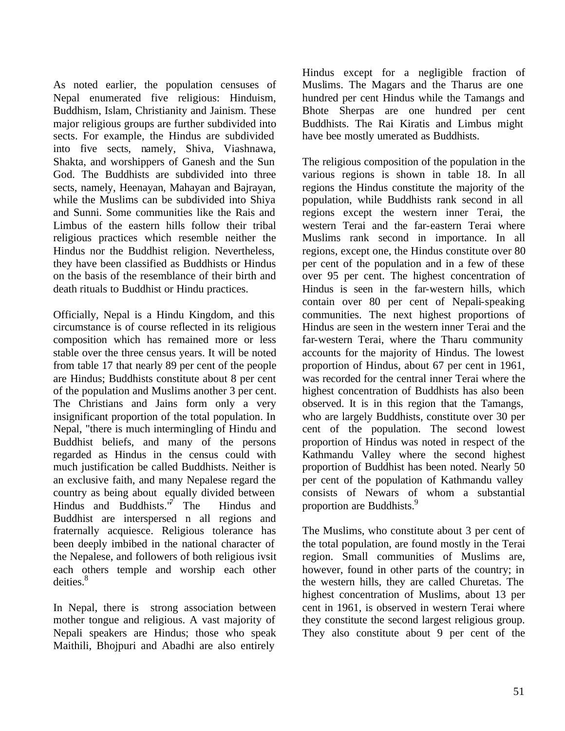As noted earlier, the population censuses of Nepal enumerated five religious: Hinduism, Buddhism, Islam, Christianity and Jainism. These major religious groups are further subdivided into sects. For example, the Hindus are subdivided into five sects, namely, Shiva, Viashnawa, Shakta, and worshippers of Ganesh and the Sun God. The Buddhists are subdivided into three sects, namely, Heenayan, Mahayan and Bajrayan, while the Muslims can be subdivided into Shiya and Sunni. Some communities like the Rais and Limbus of the eastern hills follow their tribal religious practices which resemble neither the Hindus nor the Buddhist religion. Nevertheless, they have been classified as Buddhists or Hindus on the basis of the resemblance of their birth and death rituals to Buddhist or Hindu practices.

Officially, Nepal is a Hindu Kingdom, and this circumstance is of course reflected in its religious composition which has remained more or less stable over the three census years. It will be noted from table 17 that nearly 89 per cent of the people are Hindus; Buddhists constitute about 8 per cent of the population and Muslims another 3 per cent. The Christians and Jains form only a very insignificant proportion of the total population. In Nepal, "there is much intermingling of Hindu and Buddhist beliefs, and many of the persons regarded as Hindus in the census could with much justification be called Buddhists. Neither is an exclusive faith, and many Nepalese regard the country as being about equally divided between Hindus and Buddhists."[7] The Hindus and Buddhist are interspersed n all regions and fraternally acquiesce. Religious tolerance has been deeply imbibed in the national character of the Nepalese, and followers of both religious ivsit each others temple and worship each other deities.[8]

In Nepal, there is strong association between mother tongue and religious. A vast majority of Nepali speakers are Hindus; those who speak Maithili, Bhojpuri and Abadhi are also entirely Hindus except for a negligible fraction of Muslims. The Magars and the Tharus are one hundred per cent Hindus while the Tamangs and Bhote Sherpas are one hundred per cent Buddhists. The Rai Kiratis and Limbus might have bee mostly umerated as Buddhists.

The religious composition of the population in the various regions is shown in table 18. In all regions the Hindus constitute the majority of the population, while Buddhists rank second in all regions except the western inner Terai, the western Terai and the far-eastern Terai where Muslims rank second in importance. In all regions, except one, the Hindus constitute over 80 per cent of the population and in a few of these over 95 per cent. The highest concentration of Hindus is seen in the far-western hills, which contain over 80 per cent of Nepali-speaking communities. The next highest proportions of Hindus are seen in the western inner Terai and the far-western Terai, where the Tharu community accounts for the majority of Hindus. The lowest proportion of Hindus, about 67 per cent in 1961, was recorded for the central inner Terai where the highest concentration of Buddhists has also been observed. It is in this region that the Tamangs, who are largely Buddhists, constitute over 30 per cent of the population. The second lowest proportion of Hindus was noted in respect of the Kathmandu Valley where the second highest proportion of Buddhist has been noted. Nearly 50 per cent of the population of Kathmandu valley consists of Newars of whom a substantial proportion are Buddhists.[9]

The Muslims, who constitute about 3 per cent of the total population, are found mostly in the Terai region. Small communities of Muslims are, however, found in other parts of the country; in the western hills, they are called Churetas. The highest concentration of Muslims, about 13 per cent in 1961, is observed in western Terai where they constitute the second largest religious group. They also constitute about 9 per cent of the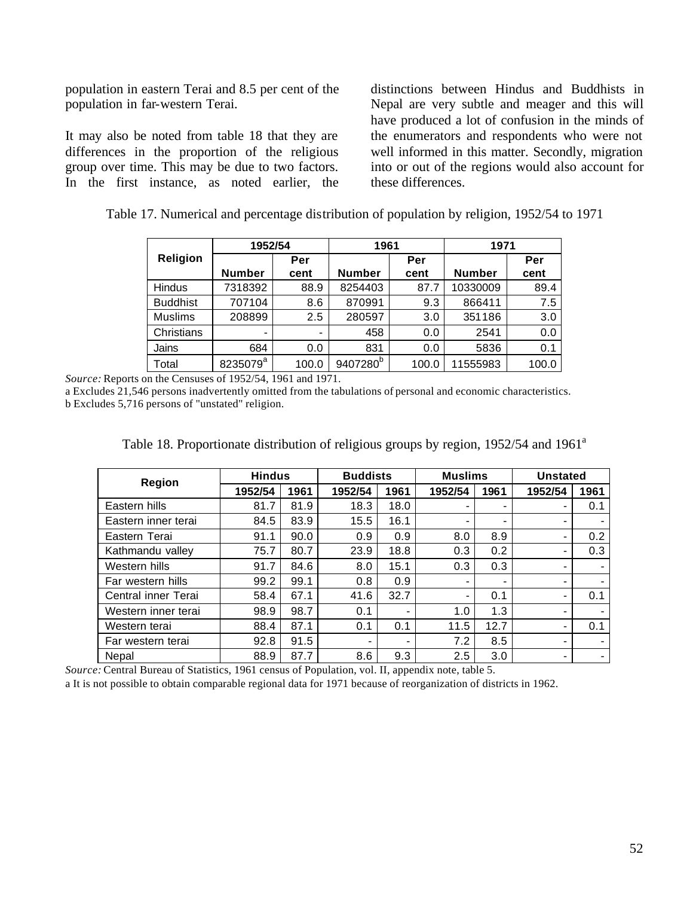population in eastern Terai and 8.5 per cent of the population in far-western Terai.

It may also be noted from table 18 that they are differences in the proportion of the religious group over time. This may be due to two factors. In the first instance, as noted earlier, the distinctions between Hindus and Buddhists in Nepal are very subtle and meager and this will have produced a lot of confusion in the minds of the enumerators and respondents who were not well informed in this matter. Secondly, migration into or out of the regions would also account for these differences.

Table 17. Numerical and percentage distribution of population by religion, 1952/54 to 1971

| Religion | 1952/54 | | 1961 | | 1971 | |
|---|---|---|---|---|---|---|
| | Number | Per cent | Number | Per cent | Number | Per cent |
| Hindus | 7318392 | 88.9 | 8254403 | 87.7 | 10330009 | 89.4 |
| Buddhist | 707104 | 8.6 | 870991 | 9.3 | 866411 | 7.5 |
| Muslims | 208899 | 2.5 | 280597 | 3.0 | 351186 | 3.0 |
| Christians | - | - | 458 | 0.0 | 2541 | 0.0 |
| Jains | 684 | 0.0 | 831 | 0.0 | 5836 | 0.1 |
| Total | 8235079[a] | 100.0 | 9407280[b] | 100.0 | 11555983 | 100.0 |

*Source:* Reports on the Censuses of 1952/54, 1961 and 1971.

a Excludes 21,546 persons inadvertently omitted from the tabulations of personal and economic characteristics.

b Excludes 5,716 persons of "unstated" religion.

Table 18. Proportionate distribution of religious groups by region, 1952/54 and 1961[a]

| Region | Hindus | | Buddists | | Muslims | | Unstated | |
|---|---|---|---|---|---|---|---|---|
| | 1952/54 | 1961 | 1952/54 | 1961 | 1952/54 | 1961 | 1952/54 | 1961 |
| Eastern hills | 81.7 | 81.9 | 18.3 | 18.0 | - | - | - | 0.1 |
| Eastern inner terai | 84.5 | 83.9 | 15.5 | 16.1 | - | - | - | - |
| Eastern Terai | 91.1 | 90.0 | 0.9 | 0.9 | 8.0 | 8.9 | - | 0.2 |
| Kathmandu valley | 75.7 | 80.7 | 23.9 | 18.8 | 0.3 | 0.2 | - | 0.3 |
| Western hills | 91.7 | 84.6 | 8.0 | 15.1 | 0.3 | 0.3 | - | - |
| Far western hills | 99.2 | 99.1 | 0.8 | 0.9 | - | - | - | - |
| Central inner Terai | 58.4 | 67.1 | 41.6 | 32.7 | - | 0.1 | - | 0.1 |
| Western inner terai | 98.9 | 98.7 | 0.1 | - | 1.0 | 1.3 | - | - |
| Western terai | 88.4 | 87.1 | 0.1 | 0.1 | 11.5 | 12.7 | - | 0.1 |
| Far western terai | 92.8 | 91.5 | - | - | 7.2 | 8.5 | - | - |
| Nepal | 88.9 | 87.7 | 8.6 | 9.3 | 2.5 | 3.0 | - | - |

*Source:* Central Bureau of Statistics, 1961 census of Population, vol. II, appendix note, table 5.

a It is not possible to obtain comparable regional data for 1971 because of reorganization of districts in 1962.